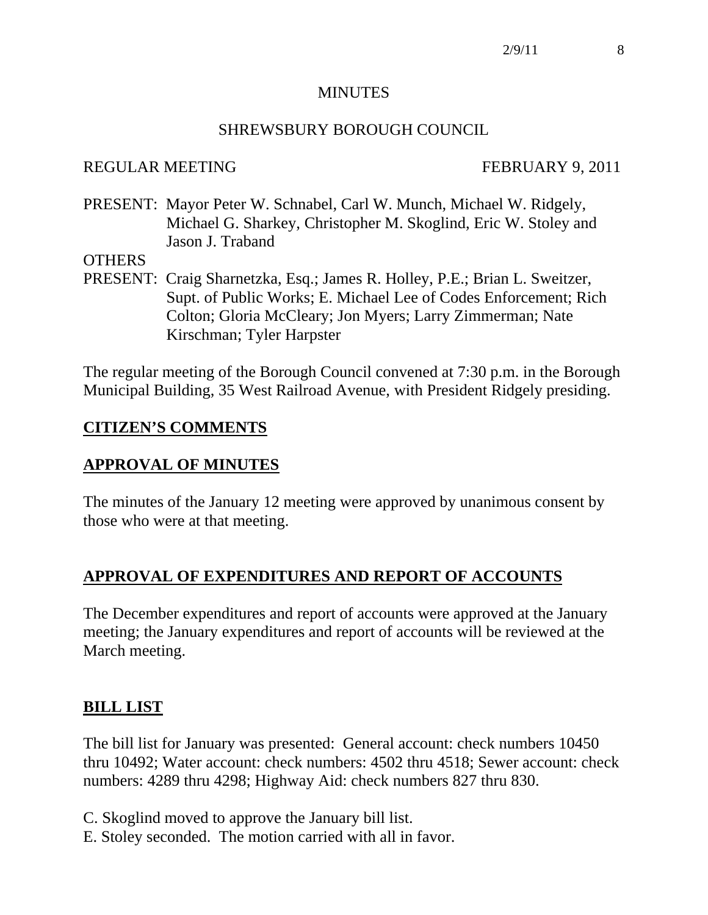# MINUTES

## SHREWSBURY BOROUGH COUNCIL

REGULAR MEETING FEBRUARY 9, 2011

PRESENT: Mayor Peter W. Schnabel, Carl W. Munch, Michael W. Ridgely, Michael G. Sharkey, Christopher M. Skoglind, Eric W. Stoley and Jason J. Traband

OTHERS PRESENT: Craig Sharnetzka, Esq.; James R. Holley, P.E.; Brian L. Sweitzer, Supt. of Public Works; E. Michael Lee of Codes Enforcement; Rich Colton; Gloria McCleary; Jon Myers; Larry Zimmerman; Nate Kirschman; Tyler Harpster

The regular meeting of the Borough Council convened at 7:30 p.m. in the Borough Municipal Building, 35 West Railroad Avenue, with President Ridgely presiding.

**CITIZEN'S COMMENTS**

**APPROVAL OF MINUTES**

The minutes of the January 12 meeting were approved by unanimous consent by those who were at that meeting.

**APPROVAL OF EXPENDITURES AND REPORT OF ACCOUNTS**

The December expenditures and report of accounts were approved at the January meeting; the January expenditures and report of accounts will be reviewed at the March meeting.

**BILL LIST**

The bill list for January was presented: General account: check numbers 10450 thru 10492; Water account: check numbers: 4502 thru 4518; Sewer account: check numbers: 4289 thru 4298; Highway Aid: check numbers 827 thru 830.

C. Skoglind moved to approve the January bill list.
E. Stoley seconded. The motion carried with all in favor.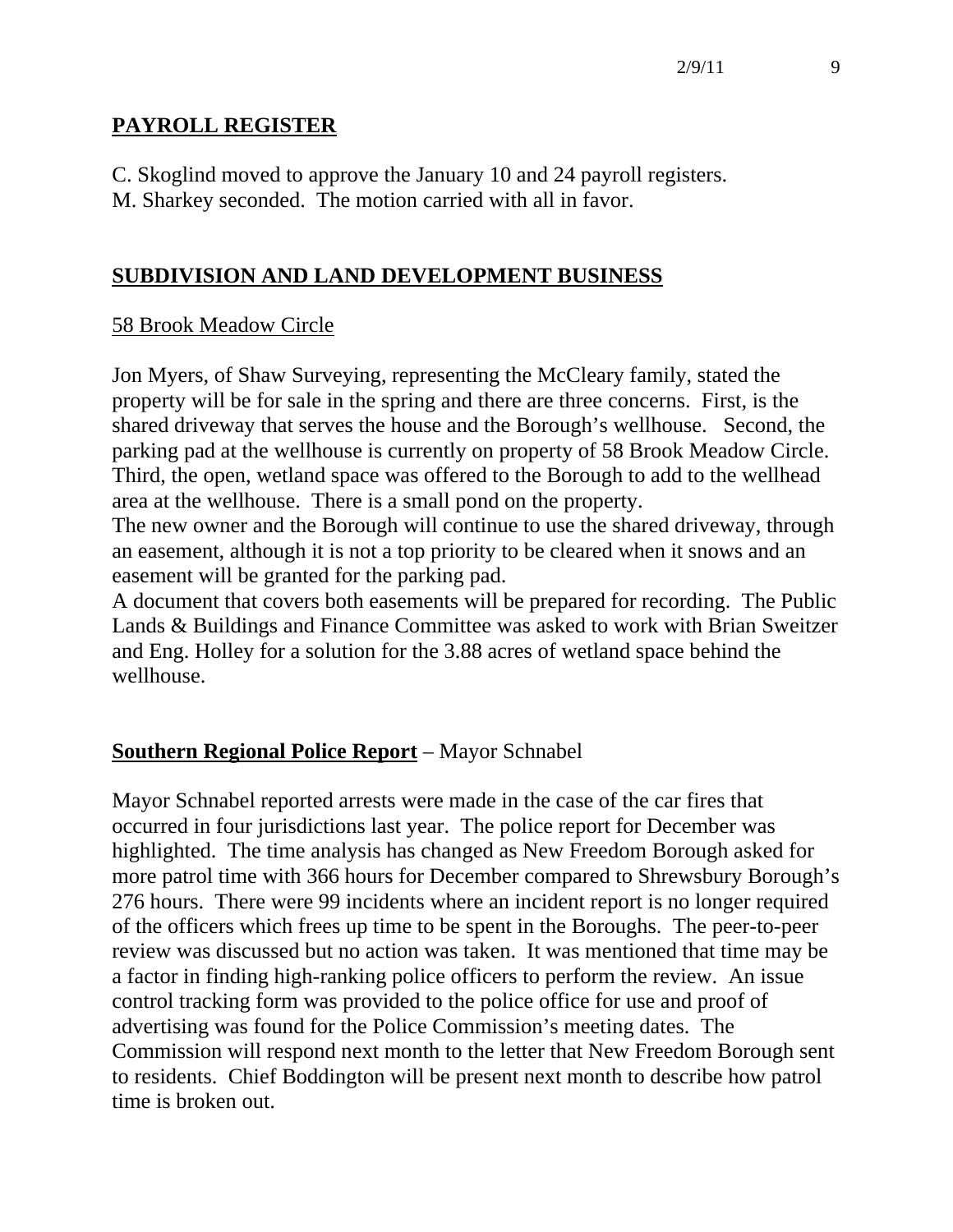## PAYROLL REGISTER

C. Skoglind moved to approve the January 10 and 24 payroll registers.
M. Sharkey seconded. The motion carried with all in favor.

## SUBDIVISION AND LAND DEVELOPMENT BUSINESS

58 Brook Meadow Circle

Jon Myers, of Shaw Surveying, representing the McCleary family, stated the property will be for sale in the spring and there are three concerns. First, is the shared driveway that serves the house and the Borough's wellhouse. Second, the parking pad at the wellhouse is currently on property of 58 Brook Meadow Circle. Third, the open, wetland space was offered to the Borough to add to the wellhead area at the wellhouse. There is a small pond on the property.
The new owner and the Borough will continue to use the shared driveway, through an easement, although it is not a top priority to be cleared when it snows and an easement will be granted for the parking pad.
A document that covers both easements will be prepared for recording. The Public Lands & Buildings and Finance Committee was asked to work with Brian Sweitzer and Eng. Holley for a solution for the 3.88 acres of wetland space behind the wellhouse.

**Southern Regional Police Report** – Mayor Schnabel

Mayor Schnabel reported arrests were made in the case of the car fires that occurred in four jurisdictions last year. The police report for December was highlighted. The time analysis has changed as New Freedom Borough asked for more patrol time with 366 hours for December compared to Shrewsbury Borough's 276 hours. There were 99 incidents where an incident report is no longer required of the officers which frees up time to be spent in the Boroughs. The peer-to-peer review was discussed but no action was taken. It was mentioned that time may be a factor in finding high-ranking police officers to perform the review. An issue control tracking form was provided to the police office for use and proof of advertising was found for the Police Commission's meeting dates. The Commission will respond next month to the letter that New Freedom Borough sent to residents. Chief Boddington will be present next month to describe how patrol time is broken out.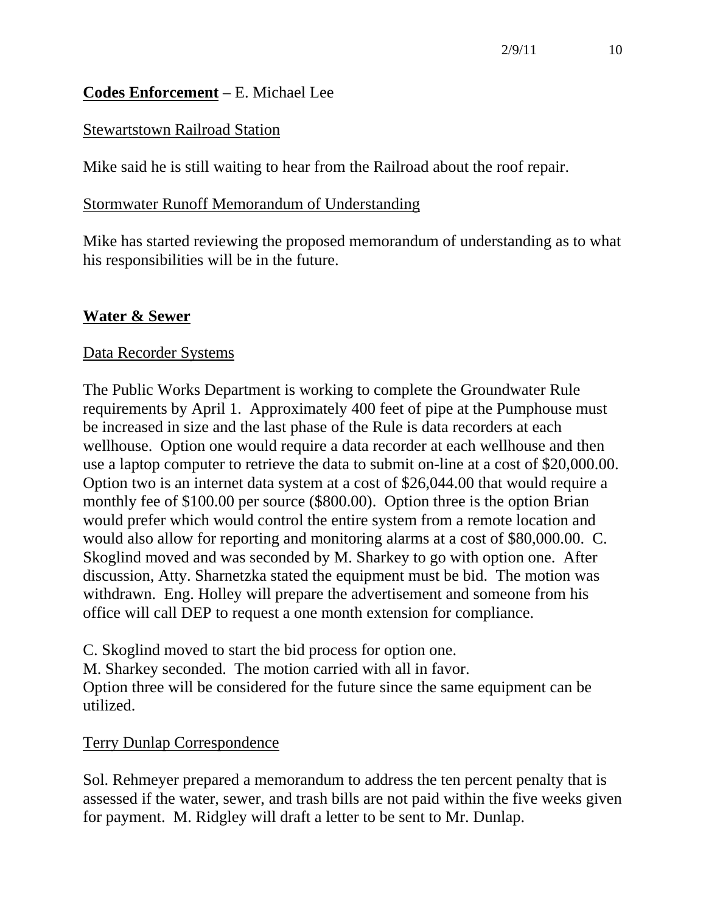**Codes Enforcement** – E. Michael Lee

Stewartstown Railroad Station

Mike said he is still waiting to hear from the Railroad about the roof repair.

Stormwater Runoff Memorandum of Understanding

Mike has started reviewing the proposed memorandum of understanding as to what his responsibilities will be in the future.

**Water & Sewer**

Data Recorder Systems

The Public Works Department is working to complete the Groundwater Rule requirements by April 1. Approximately 400 feet of pipe at the Pumphouse must be increased in size and the last phase of the Rule is data recorders at each wellhouse. Option one would require a data recorder at each wellhouse and then use a laptop computer to retrieve the data to submit on-line at a cost of $20,000.00. Option two is an internet data system at a cost of $26,044.00 that would require a monthly fee of $100.00 per source ($800.00). Option three is the option Brian would prefer which would control the entire system from a remote location and would also allow for reporting and monitoring alarms at a cost of $80,000.00. C. Skoglind moved and was seconded by M. Sharkey to go with option one. After discussion, Atty. Sharnetzka stated the equipment must be bid. The motion was withdrawn. Eng. Holley will prepare the advertisement and someone from his office will call DEP to request a one month extension for compliance.

C. Skoglind moved to start the bid process for option one.
M. Sharkey seconded. The motion carried with all in favor.
Option three will be considered for the future since the same equipment can be utilized.

Terry Dunlap Correspondence

Sol. Rehmeyer prepared a memorandum to address the ten percent penalty that is assessed if the water, sewer, and trash bills are not paid within the five weeks given for payment. M. Ridgley will draft a letter to be sent to Mr. Dunlap.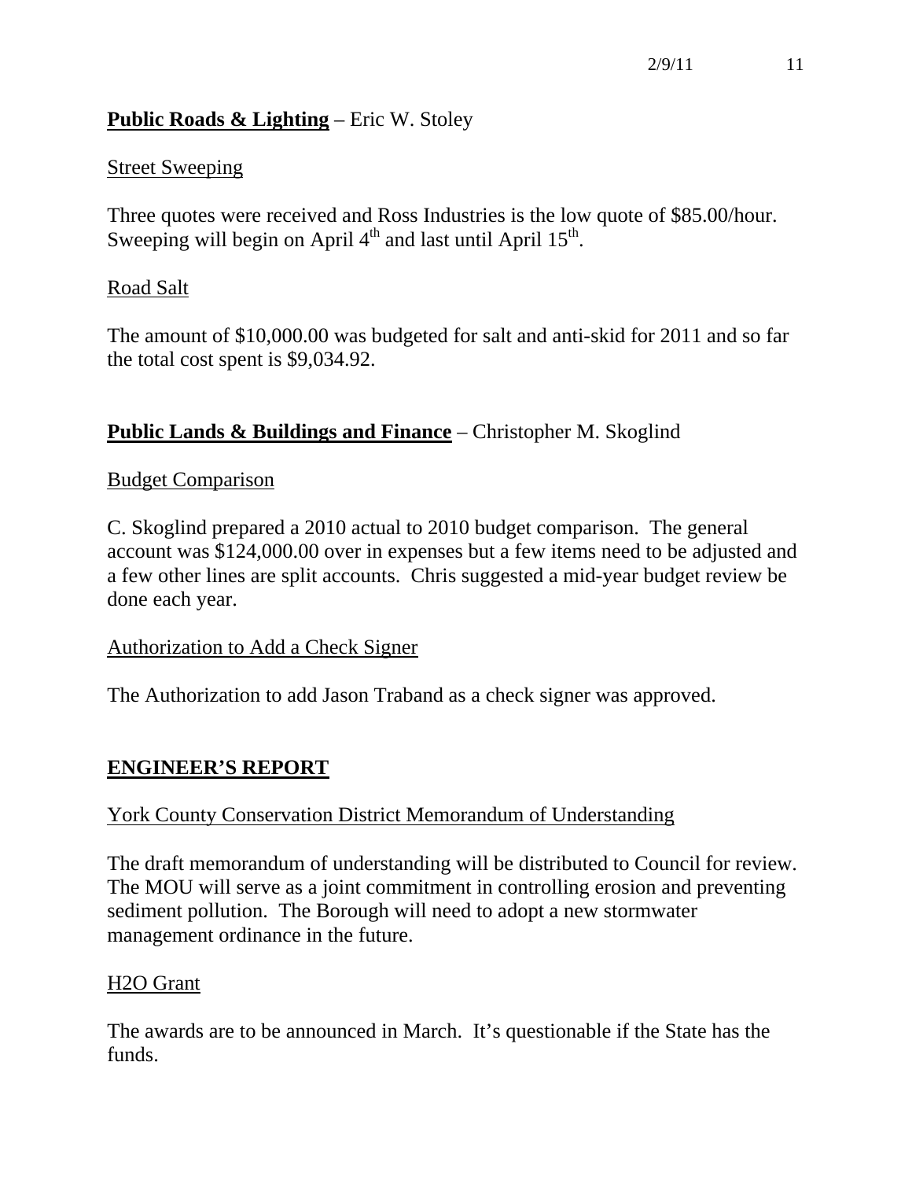**Public Roads & Lighting** – Eric W. Stoley

Street Sweeping

Three quotes were received and Ross Industries is the low quote of $85.00/hour. Sweeping will begin on April 4th and last until April 15th.

Road Salt

The amount of $10,000.00 was budgeted for salt and anti-skid for 2011 and so far the total cost spent is $9,034.92.

**Public Lands & Buildings and Finance** – Christopher M. Skoglind

Budget Comparison

C. Skoglind prepared a 2010 actual to 2010 budget comparison. The general account was $124,000.00 over in expenses but a few items need to be adjusted and a few other lines are split accounts. Chris suggested a mid-year budget review be done each year.

Authorization to Add a Check Signer

The Authorization to add Jason Traband as a check signer was approved.

## ENGINEER'S REPORT

York County Conservation District Memorandum of Understanding

The draft memorandum of understanding will be distributed to Council for review. The MOU will serve as a joint commitment in controlling erosion and preventing sediment pollution. The Borough will need to adopt a new stormwater management ordinance in the future.

H2O Grant

The awards are to be announced in March. It's questionable if the State has the funds.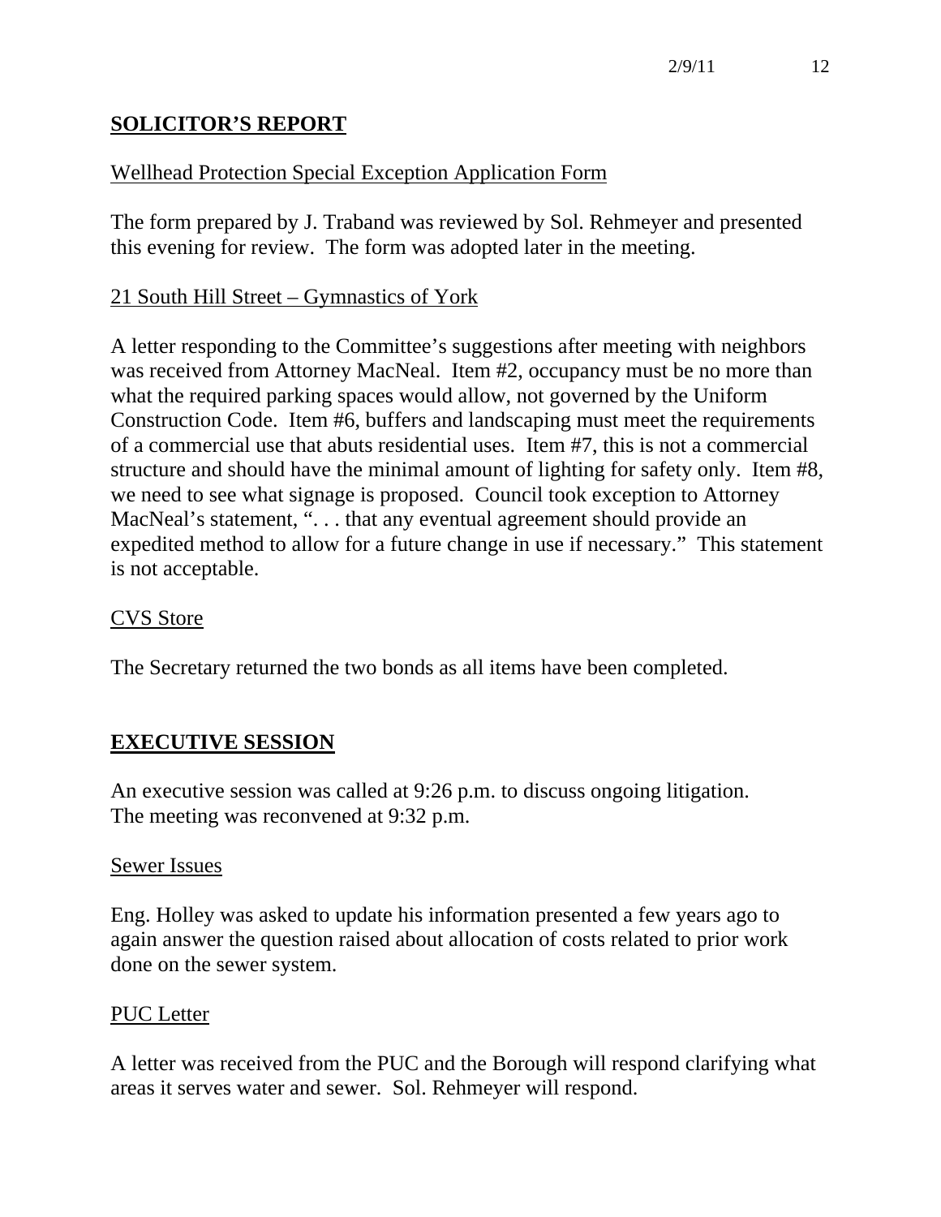## SOLICITOR'S REPORT

Wellhead Protection Special Exception Application Form

The form prepared by J. Traband was reviewed by Sol. Rehmeyer and presented this evening for review. The form was adopted later in the meeting.

21 South Hill Street – Gymnastics of York

A letter responding to the Committee's suggestions after meeting with neighbors was received from Attorney MacNeal. Item #2, occupancy must be no more than what the required parking spaces would allow, not governed by the Uniform Construction Code. Item #6, buffers and landscaping must meet the requirements of a commercial use that abuts residential uses. Item #7, this is not a commercial structure and should have the minimal amount of lighting for safety only. Item #8, we need to see what signage is proposed. Council took exception to Attorney MacNeal's statement, ". . . that any eventual agreement should provide an expedited method to allow for a future change in use if necessary." This statement is not acceptable.

CVS Store

The Secretary returned the two bonds as all items have been completed.

## EXECUTIVE SESSION

An executive session was called at 9:26 p.m. to discuss ongoing litigation. The meeting was reconvened at 9:32 p.m.

Sewer Issues

Eng. Holley was asked to update his information presented a few years ago to again answer the question raised about allocation of costs related to prior work done on the sewer system.

PUC Letter

A letter was received from the PUC and the Borough will respond clarifying what areas it serves water and sewer. Sol. Rehmeyer will respond.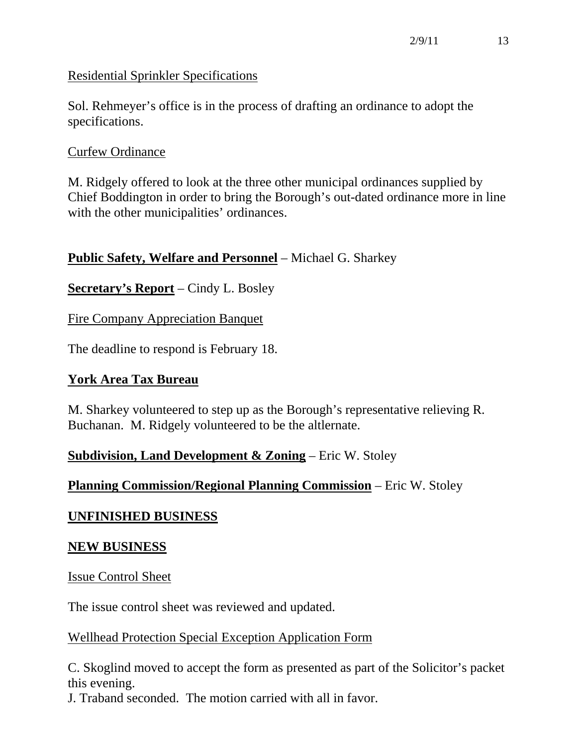Residential Sprinkler Specifications

Sol. Rehmeyer's office is in the process of drafting an ordinance to adopt the specifications.

Curfew Ordinance

M. Ridgely offered to look at the three other municipal ordinances supplied by Chief Boddington in order to bring the Borough's out-dated ordinance more in line with the other municipalities' ordinances.

**Public Safety, Welfare and Personnel** – Michael G. Sharkey

**Secretary's Report** – Cindy L. Bosley

Fire Company Appreciation Banquet

The deadline to respond is February 18.

**York Area Tax Bureau**

M. Sharkey volunteered to step up as the Borough's representative relieving R. Buchanan. M. Ridgely volunteered to be the altlernate.

**Subdivision, Land Development & Zoning** – Eric W. Stoley

**Planning Commission/Regional Planning Commission** – Eric W. Stoley

## UNFINISHED BUSINESS

## NEW BUSINESS

Issue Control Sheet

The issue control sheet was reviewed and updated.

Wellhead Protection Special Exception Application Form

C. Skoglind moved to accept the form as presented as part of the Solicitor's packet this evening.
J. Traband seconded. The motion carried with all in favor.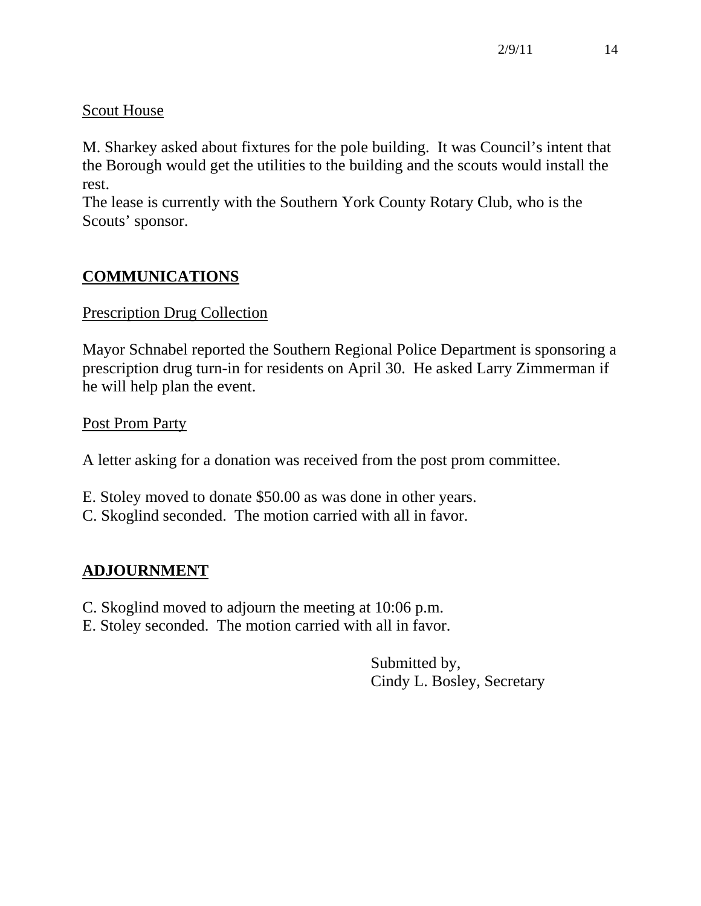Scout House

M. Sharkey asked about fixtures for the pole building. It was Council's intent that the Borough would get the utilities to the building and the scouts would install the rest.
The lease is currently with the Southern York County Rotary Club, who is the Scouts' sponsor.

## COMMUNICATIONS

Prescription Drug Collection

Mayor Schnabel reported the Southern Regional Police Department is sponsoring a prescription drug turn-in for residents on April 30. He asked Larry Zimmerman if he will help plan the event.

Post Prom Party

A letter asking for a donation was received from the post prom committee.

E. Stoley moved to donate $50.00 as was done in other years.
C. Skoglind seconded. The motion carried with all in favor.

## ADJOURNMENT

C. Skoglind moved to adjourn the meeting at 10:06 p.m.
E. Stoley seconded. The motion carried with all in favor.

Submitted by,
Cindy L. Bosley, Secretary